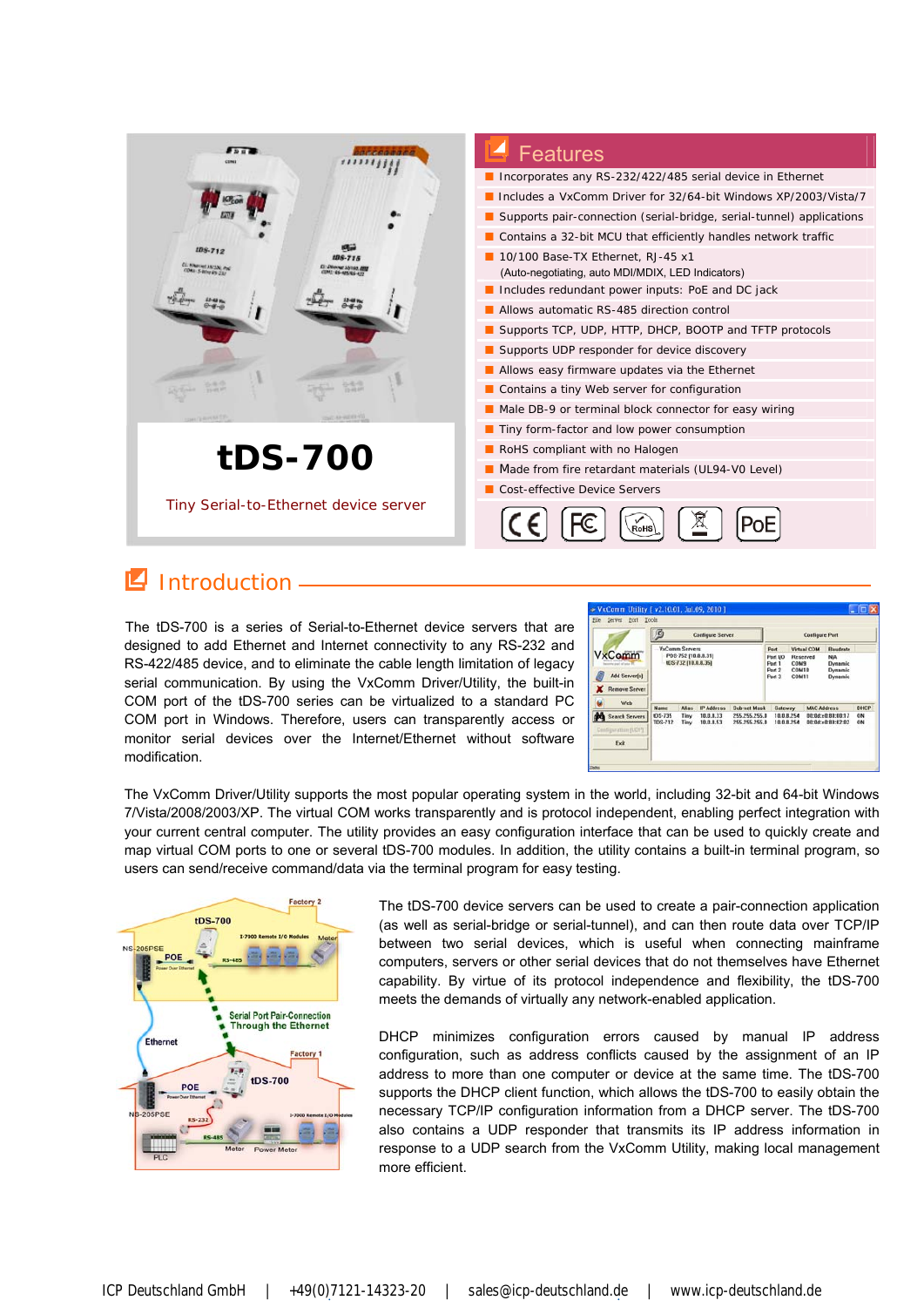# tDS-700

Tiny Serial-to-Ethernet device server

## Features

- Incorporates any RS-232/422/485 serial device in Ethernet
- Includes a VxComm Driver for 32/64-bit Windows XP/2003/Vista/7
- Supports pair-connection (serial-bridge, serial-tunnel) applications
- Contains a 32-bit MCU that efficiently handles network traffic
- 10/100 Base-TX Ethernet, RJ-45 x1
  (Auto-negotiating, auto MDI/MDIX, LED Indicators)
- Includes redundant power inputs: PoE and DC jack
- Allows automatic RS-485 direction control
- Supports TCP, UDP, HTTP, DHCP, BOOTP and TFTP protocols
- Supports UDP responder for device discovery
- Allows easy firmware updates via the Ethernet
- Contains a tiny Web server for configuration
- Male DB-9 or terminal block connector for easy wiring
- Tiny form-factor and low power consumption
- RoHS compliant with no Halogen
- Made from fire retardant materials (UL94-V0 Level)
- Cost-effective Device Servers

## Introduction

The tDS-700 is a series of Serial-to-Ethernet device servers that are designed to add Ethernet and Internet connectivity to any RS-232 and RS-422/485 device, and to eliminate the cable length limitation of legacy serial communication. By using the VxComm Driver/Utility, the built-in COM port of the tDS-700 series can be virtualized to a standard PC COM port in Windows. Therefore, users can transparently access or monitor serial devices over the Internet/Ethernet without software modification.

The VxComm Driver/Utility supports the most popular operating system in the world, including 32-bit and 64-bit Windows 7/Vista/2008/2003/XP. The virtual COM works transparently and is protocol independent, enabling perfect integration with your current central computer. The utility provides an easy configuration interface that can be used to quickly create and map virtual COM ports to one or several tDS-700 modules. In addition, the utility contains a built-in terminal program, so users can send/receive command/data via the terminal program for easy testing.

The tDS-700 device servers can be used to create a pair-connection application (as well as serial-bridge or serial-tunnel), and can then route data over TCP/IP between two serial devices, which is useful when connecting mainframe computers, servers or other serial devices that do not themselves have Ethernet capability. By virtue of its protocol independence and flexibility, the tDS-700 meets the demands of virtually any network-enabled application.

DHCP minimizes configuration errors caused by manual IP address configuration, such as address conflicts caused by the assignment of an IP address to more than one computer or device at the same time. The tDS-700 supports the DHCP client function, which allows the tDS-700 to easily obtain the necessary TCP/IP configuration information from a DHCP server. The tDS-700 also contains a UDP responder that transmits its IP address information in response to a UDP search from the VxComm Utility, making local management more efficient.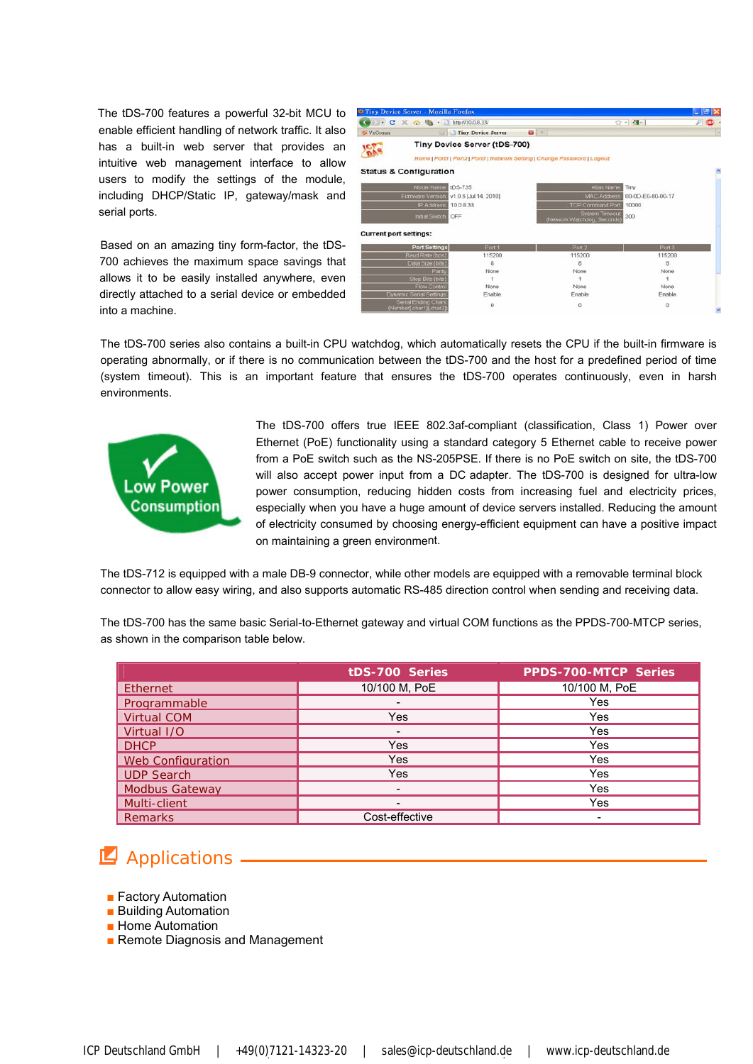The tDS-700 features a powerful 32-bit MCU to enable efficient handling of network traffic. It also has a built-in web server that provides an intuitive web management interface to allow users to modify the settings of the module, including DHCP/Static IP, gateway/mask and serial ports.

Based on an amazing tiny form-factor, the tDS-700 achieves the maximum space savings that allows it to be easily installed anywhere, even directly attached to a serial device or embedded into a machine.

The tDS-700 series also contains a built-in CPU watchdog, which automatically resets the CPU if the built-in firmware is operating abnormally, or if there is no communication between the tDS-700 and the host for a predefined period of time (system timeout). This is an important feature that ensures the tDS-700 operates continuously, even in harsh environments.

The tDS-700 offers true IEEE 802.3af-compliant (classification, Class 1) Power over Ethernet (PoE) functionality using a standard category 5 Ethernet cable to receive power from a PoE switch such as the NS-205PSE. If there is no PoE switch on site, the tDS-700 will also accept power input from a DC adapter. The tDS-700 is designed for ultra-low power consumption, reducing hidden costs from increasing fuel and electricity prices, especially when you have a huge amount of device servers installed. Reducing the amount of electricity consumed by choosing energy-efficient equipment can have a positive impact on maintaining a green environment.

The tDS-712 is equipped with a male DB-9 connector, while other models are equipped with a removable terminal block connector to allow easy wiring, and also supports automatic RS-485 direction control when sending and receiving data.

The tDS-700 has the same basic Serial-to-Ethernet gateway and virtual COM functions as the PPDS-700-MTCP series, as shown in the comparison table below.

| | tDS-700 Series | PPDS-700-MTCP Series |
|---|---|---|
| Ethernet | 10/100 M, PoE | 10/100 M, PoE |
| Programmable | - | Yes |
| Virtual COM | Yes | Yes |
| Virtual I/O | - | Yes |
| DHCP | Yes | Yes |
| Web Configuration | Yes | Yes |
| UDP Search | Yes | Yes |
| Modbus Gateway | - | Yes |
| Multi-client | - | Yes |
| Remarks | Cost-effective | - |

## Applications

- Factory Automation
- Building Automation
- Home Automation
- Remote Diagnosis and Management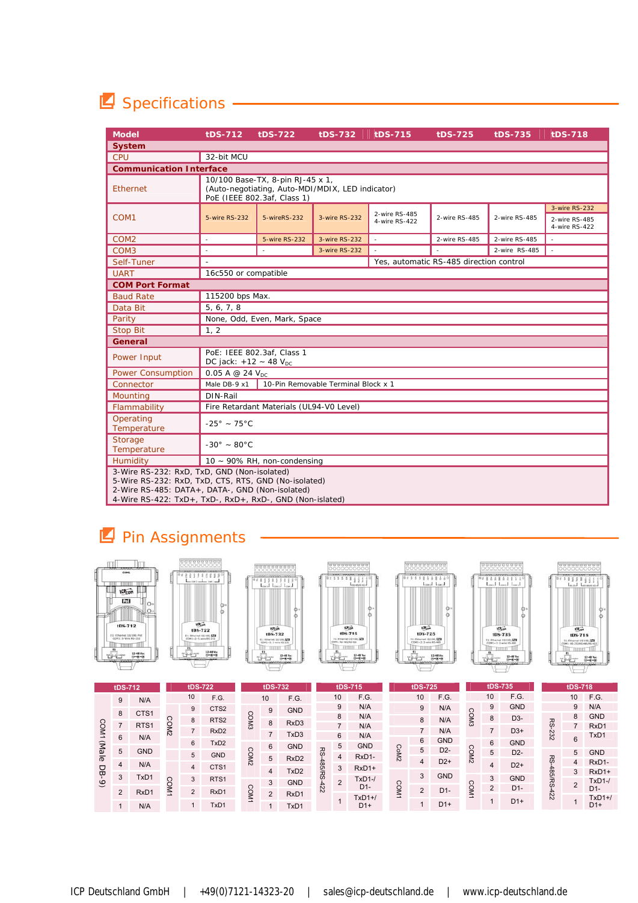## Specifications

| Model | tDS-712 | tDS-722 | tDS-732 | tDS-715 | tDS-725 | tDS-735 | tDS-718 |
|---|---|---|---|---|---|---|---|
| **System** | | | | | | | |
| CPU | 32-bit MCU | | | | | | |
| **Communication Interface** | | | | | | | |
| Ethernet | 10/100 Base-TX, 8-pin RJ-45 x 1, (Auto-negotiating, Auto-MDI/MDIX, LED indicator) PoE (IEEE 802.3af, Class 1) | | | | | | |
| COM1 | 5-wire RS-232 | 5-wireRS-232 | 3-wire RS-232 | 2-wire RS-485 4-wire RS-422 | 2-wire RS-485 | 2-wire RS-485 | 3-wire RS-232 / 2-wire RS-485 4-wire RS-422 |
| COM2 | - | 5-wire RS-232 | 3-wire RS-232 | - | 2-wire RS-485 | 2-wire RS-485 | - |
| COM3 | - | - | 3-wire RS-232 | - | - | 2-wire RS-485 | - |
| Self-Tuner | - | | | Yes, automatic RS-485 direction control | | | |
| UART | 16c550 or compatible | | | | | | |
| **COM Port Format** | | | | | | | |
| Baud Rate | 115200 bps Max. | | | | | | |
| Data Bit | 5, 6, 7, 8 | | | | | | |
| Parity | None, Odd, Even, Mark, Space | | | | | | |
| Stop Bit | 1, 2 | | | | | | |
| **General** | | | | | | | |
| Power Input | PoE: IEEE 802.3af, Class 1 DC jack: +12 ~ 48 $V_{DC}$ | | | | | | |
| Power Consumption | 0.05 A @ 24 $V_{DC}$ | | | | | | |
| Connector | Male DB-9 x1 | 10-Pin Removable Terminal Block x 1 | | | | | |
| Mounting | DIN-Rail | | | | | | |
| Flammability | Fire Retardant Materials (UL94-V0 Level) | | | | | | |
| Operating Temperature | -25° ~ 75°C | | | | | | |
| Storage Temperature | -30° ~ 80°C | | | | | | |
| Humidity | 10 ~ 90% RH, non-condensing | | | | | | |

3-Wire RS-232: RxD, TxD, GND (Non-isolated)
5-Wire RS-232: RxD, TxD, CTS, RTS, GND (No-isolated)
2-Wire RS-485: DATA+, DATA-, GND (Non-isolated)
4-Wire RS-422: TxD+, TxD-, RxD+, RxD-, GND (Non-islated)

## Pin Assignments

**tDS-712**

| Port | Pin | Signal |
|---|---|---|
| COM1 (Male DB-9) | 9 | N/A |
| | 8 | CTS1 |
| | 7 | RTS1 |
| | 6 | N/A |
| | 5 | GND |
| | 4 | N/A |
| | 3 | TxD1 |
| | 2 | RxD1 |
| | 1 | N/A |

**tDS-722**

| Port | Pin | Signal |
|---|---|---|
| | 10 | F.G. |
| COM2 | 9 | CTS2 |
| | 8 | RTS2 |
| | 7 | RxD2 |
| | 6 | TxD2 |
| | 5 | GND |
| COM1 | 4 | CTS1 |
| | 3 | RTS1 |
| | 2 | RxD1 |
| | 1 | TxD1 |

**tDS-732**

| Port | Pin | Signal |
|---|---|---|
| | 10 | F.G. |
| COM3 | 9 | GND |
| | 8 | RxD3 |
| | 7 | TxD3 |
| COM2 | 6 | GND |
| | 5 | RxD2 |
| | 4 | TxD2 |
| COM1 | 3 | GND |
| | 2 | RxD1 |
| | 1 | TxD1 |

**tDS-715**

| Port | Pin | Signal |
|---|---|---|
| | 10 | F.G. |
| | 9 | N/A |
| | 8 | N/A |
| | 7 | N/A |
| | 6 | N/A |
| RS-485/RS-422 | 5 | GND |
| | 4 | RxD1- |
| | 3 | RxD1+ |
| | 2 | TxD1-/D1- |
| | 1 | TxD1+/D1+ |

**tDS-725**

| Port | Pin | Signal |
|---|---|---|
| | 10 | F.G. |
| | 9 | N/A |
| | 8 | N/A |
| | 7 | N/A |
| COM2 | 6 | GND |
| | 5 | D2- |
| | 4 | D2+ |
| COM1 | 3 | GND |
| | 2 | D1- |
| | 1 | D1+ |

**tDS-735**

| Port | Pin | Signal |
|---|---|---|
| | 10 | F.G. |
| COM3 | 9 | GND |
| | 8 | D3- |
| | 7 | D3+ |
| COM2 | 6 | GND |
| | 5 | D2- |
| | 4 | D2+ |
| COM1 | 3 | GND |
| | 2 | D1- |
| | 1 | D1+ |

**tDS-718**

| Port | Pin | Signal |
|---|---|---|
| | 10 | F.G. |
| | 9 | N/A |
| RS-232 | 8 | GND |
| | 7 | RxD1 |
| | 6 | TxD1 |
| RS-485/RS-422 | 5 | GND |
| | 4 | RxD1- |
| | 3 | RxD1+ |
| | 2 | TxD1-/D1- |
| | 1 | TxD1+/D1+ |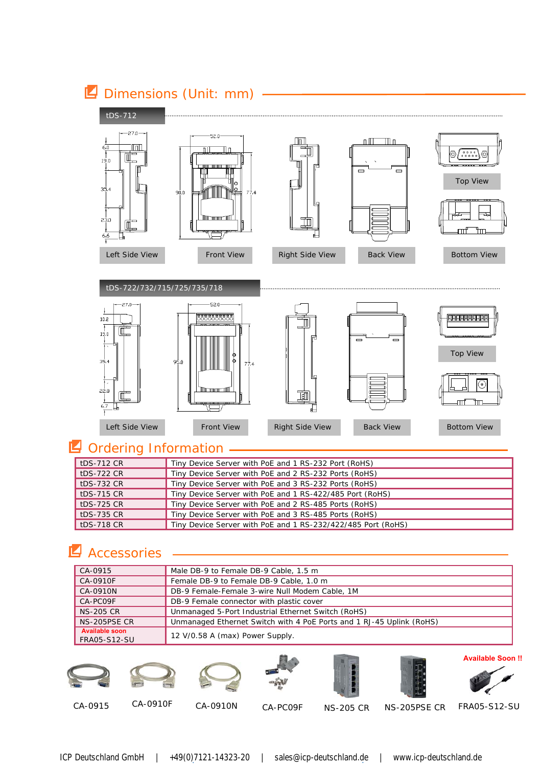## Dimensions (Unit: mm)

### tDS-712

Left Side View | Front View | Right Side View | Back View | Top View | Bottom View

### tDS-722/732/715/725/735/718

Left Side View | Front View | Right Side View | Back View | Top View | Bottom View

## Ordering Information

| | |
|---|---|
| tDS-712 CR | Tiny Device Server with PoE and 1 RS-232 Port (RoHS) |
| tDS-722 CR | Tiny Device Server with PoE and 2 RS-232 Ports (RoHS) |
| tDS-732 CR | Tiny Device Server with PoE and 3 RS-232 Ports (RoHS) |
| tDS-715 CR | Tiny Device Server with PoE and 1 RS-422/485 Port (RoHS) |
| tDS-725 CR | Tiny Device Server with PoE and 2 RS-485 Ports (RoHS) |
| tDS-735 CR | Tiny Device Server with PoE and 3 RS-485 Ports (RoHS) |
| tDS-718 CR | Tiny Device Server with PoE and 1 RS-232/422/485 Port (RoHS) |

## Accessories

| | |
|---|---|
| CA-0915 | Male DB-9 to Female DB-9 Cable, 1.5 m |
| CA-0910F | Female DB-9 to Female DB-9 Cable, 1.0 m |
| CA-0910N | DB-9 Female-Female 3-wire Null Modem Cable, 1M |
| CA-PC09F | DB-9 Female connector with plastic cover |
| NS-205 CR | Unmanaged 5-Port Industrial Ethernet Switch (RoHS) |
| NS-205PSE CR | Unmanaged Ethernet Switch with 4 PoE Ports and 1 RJ-45 Uplink (RoHS) |
| Available soon FRA05-S12-SU | 12 V/0.58 A (max) Power Supply. |

CA-0915 | CA-0910F | CA-0910N | CA-PC09F | NS-205 CR | NS-205PSE CR | FRA05-S12-SU

Available Soon !!

ICP Deutschland GmbH | +49(0)7121-14323-20 | sales@icp-deutschland.de | www.icp-deutschland.de